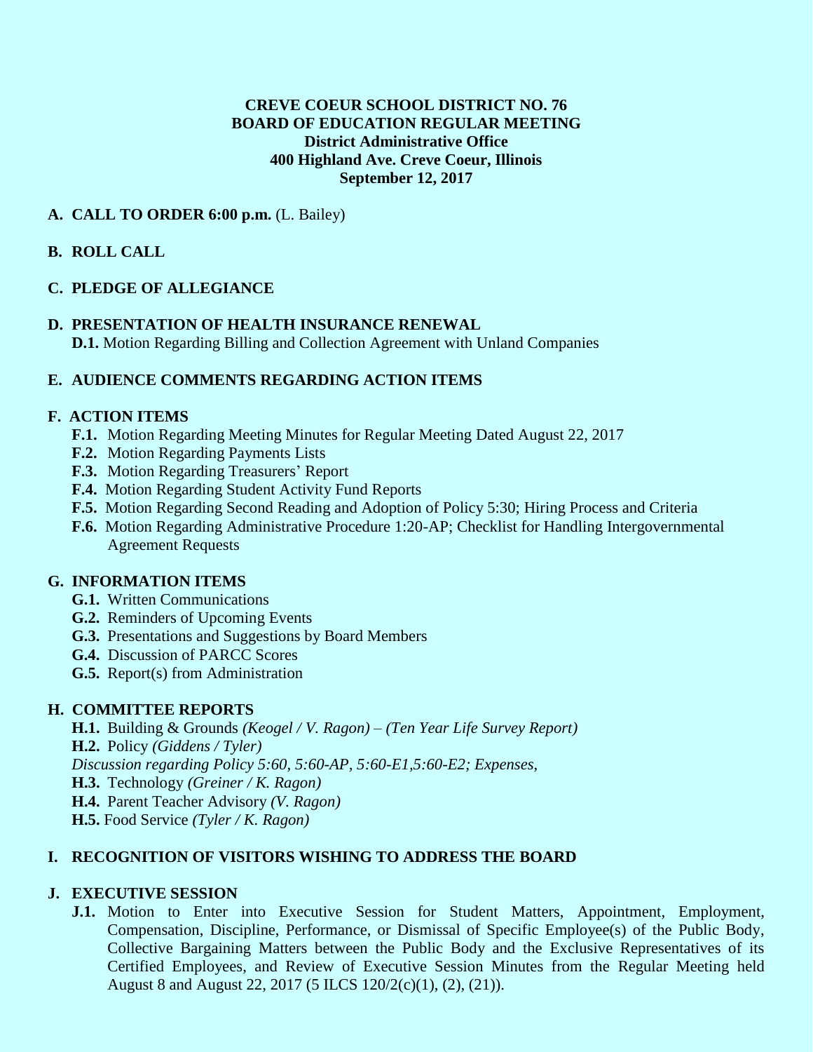**CREVE COEUR SCHOOL DISTRICT NO. 76**
**BOARD OF EDUCATION REGULAR MEETING**
**District Administrative Office**
**400 Highland Ave. Creve Coeur, Illinois**
**September 12, 2017**

**A. CALL TO ORDER 6:00 p.m.** (L. Bailey)

**B. ROLL CALL**

**C. PLEDGE OF ALLEGIANCE**

**D. PRESENTATION OF HEALTH INSURANCE RENEWAL**

**D.1.** Motion Regarding Billing and Collection Agreement with Unland Companies

**E. AUDIENCE COMMENTS REGARDING ACTION ITEMS**

**F. ACTION ITEMS**

**F.1.** Motion Regarding Meeting Minutes for Regular Meeting Dated August 22, 2017

**F.2.** Motion Regarding Payments Lists

**F.3.** Motion Regarding Treasurers' Report

**F.4.** Motion Regarding Student Activity Fund Reports

**F.5.** Motion Regarding Second Reading and Adoption of Policy 5:30; Hiring Process and Criteria

**F.6.** Motion Regarding Administrative Procedure 1:20-AP; Checklist for Handling Intergovernmental Agreement Requests

**G. INFORMATION ITEMS**

**G.1.** Written Communications

**G.2.** Reminders of Upcoming Events

**G.3.** Presentations and Suggestions by Board Members

**G.4.** Discussion of PARCC Scores

**G.5.** Report(s) from Administration

**H. COMMITTEE REPORTS**

**H.1.** Building & Grounds *(Keogel / V. Ragon) – (Ten Year Life Survey Report)*

**H.2.** Policy *(Giddens / Tyler)*

*Discussion regarding Policy 5:60, 5:60-AP, 5:60-E1,5:60-E2; Expenses,*

**H.3.** Technology *(Greiner / K. Ragon)*

**H.4.** Parent Teacher Advisory *(V. Ragon)*

**H.5.** Food Service *(Tyler / K. Ragon)*

**I. RECOGNITION OF VISITORS WISHING TO ADDRESS THE BOARD**

**J. EXECUTIVE SESSION**

**J.1.** Motion to Enter into Executive Session for Student Matters, Appointment, Employment, Compensation, Discipline, Performance, or Dismissal of Specific Employee(s) of the Public Body, Collective Bargaining Matters between the Public Body and the Exclusive Representatives of its Certified Employees, and Review of Executive Session Minutes from the Regular Meeting held August 8 and August 22, 2017 (5 ILCS 120/2(c)(1), (2), (21)).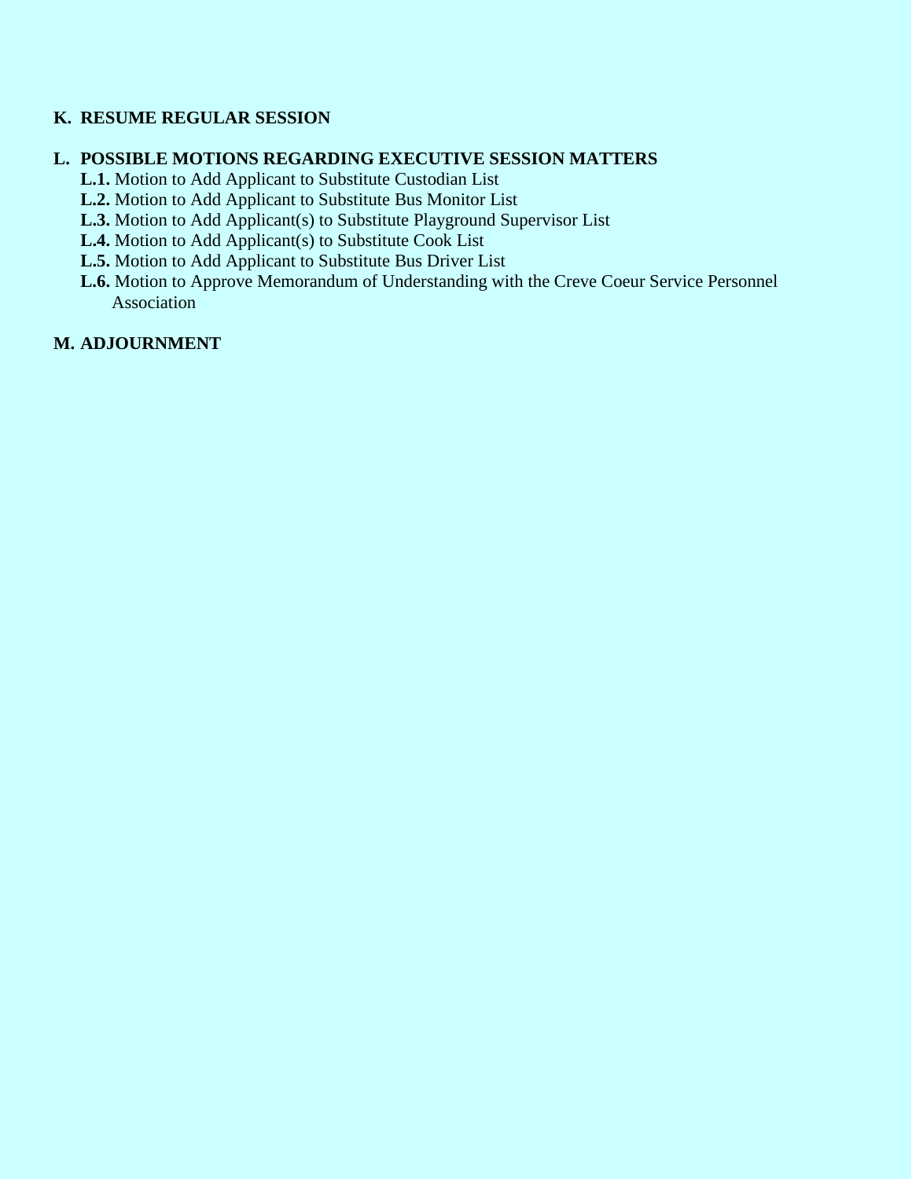**K. RESUME REGULAR SESSION**

**L. POSSIBLE MOTIONS REGARDING EXECUTIVE SESSION MATTERS**

- **L.1.** Motion to Add Applicant to Substitute Custodian List
- **L.2.** Motion to Add Applicant to Substitute Bus Monitor List
- **L.3.** Motion to Add Applicant(s) to Substitute Playground Supervisor List
- **L.4.** Motion to Add Applicant(s) to Substitute Cook List
- **L.5.** Motion to Add Applicant to Substitute Bus Driver List
- **L.6.** Motion to Approve Memorandum of Understanding with the Creve Coeur Service Personnel Association

**M. ADJOURNMENT**